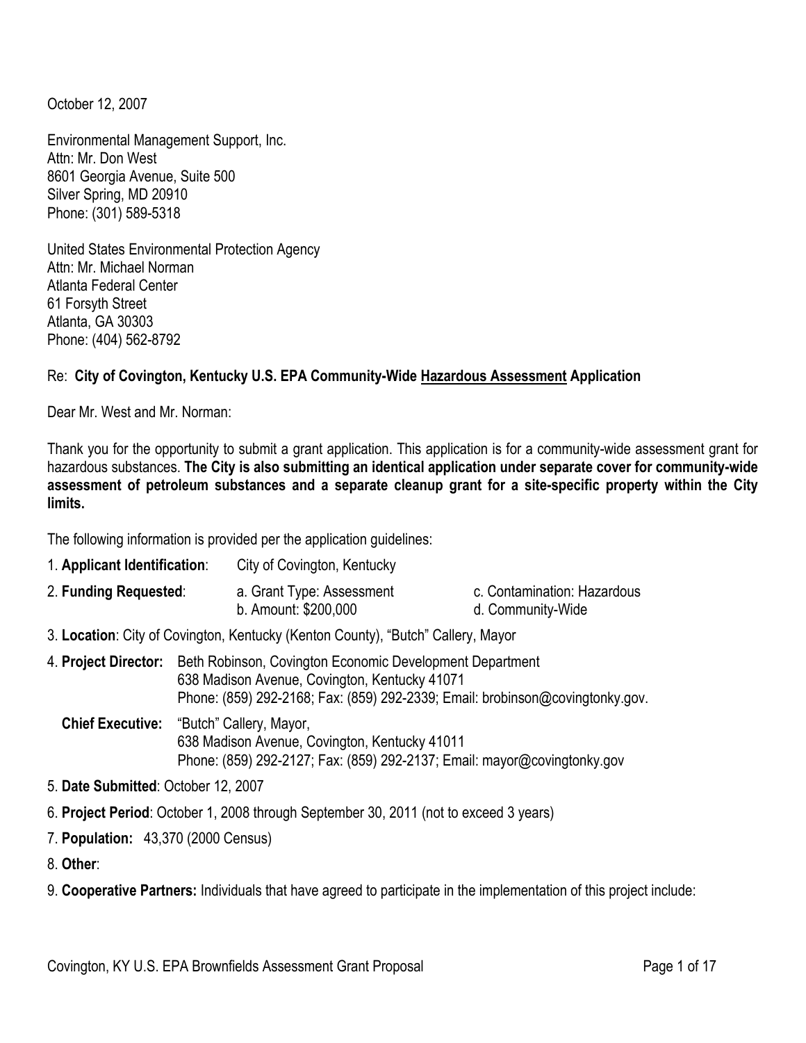October 12, 2007

Environmental Management Support, Inc.
Attn: Mr. Don West
8601 Georgia Avenue, Suite 500
Silver Spring, MD 20910
Phone: (301) 589-5318

United States Environmental Protection Agency
Attn: Mr. Michael Norman
Atlanta Federal Center
61 Forsyth Street
Atlanta, GA 30303
Phone: (404) 562-8792

Re: **City of Covington, Kentucky U.S. EPA Community-Wide <u>Hazardous Assessment</u> Application**

Dear Mr. West and Mr. Norman:

Thank you for the opportunity to submit a grant application. This application is for a community-wide assessment grant for hazardous substances. **The City is also submitting an identical application under separate cover for community-wide assessment of petroleum substances and a separate cleanup grant for a site-specific property within the City limits.**

The following information is provided per the application guidelines:

1. **Applicant Identification**: City of Covington, Kentucky
2. **Funding Requested**: a. Grant Type: Assessment; b. Amount: $200,000; c. Contamination: Hazardous; d. Community-Wide
3. **Location**: City of Covington, Kentucky (Kenton County), "Butch" Callery, Mayor
4. **Project Director:** Beth Robinson, Covington Economic Development Department
   638 Madison Avenue, Covington, Kentucky 41071
   Phone: (859) 292-2168; Fax: (859) 292-2339; Email: brobinson@covingtonky.gov.

   **Chief Executive:** "Butch" Callery, Mayor,
   638 Madison Avenue, Covington, Kentucky 41011
   Phone: (859) 292-2127; Fax: (859) 292-2137; Email: mayor@covingtonky.gov
5. **Date Submitted**: October 12, 2007
6. **Project Period**: October 1, 2008 through September 30, 2011 (not to exceed 3 years)
7. **Population:** 43,370 (2000 Census)
8. **Other**:
9. **Cooperative Partners:** Individuals that have agreed to participate in the implementation of this project include: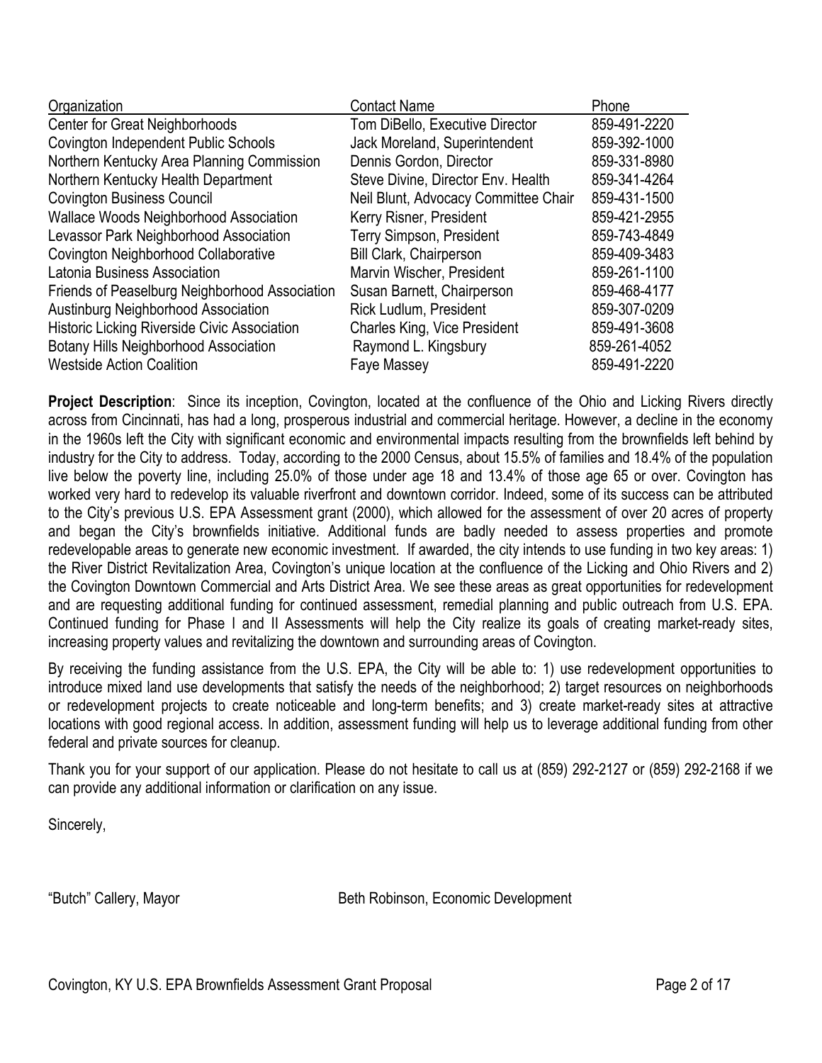| Organization | Contact Name | Phone |
|---|---|---|
| Center for Great Neighborhoods | Tom DiBello, Executive Director | 859-491-2220 |
| Covington Independent Public Schools | Jack Moreland, Superintendent | 859-392-1000 |
| Northern Kentucky Area Planning Commission | Dennis Gordon, Director | 859-331-8980 |
| Northern Kentucky Health Department | Steve Divine, Director Env. Health | 859-341-4264 |
| Covington Business Council | Neil Blunt, Advocacy Committee Chair | 859-431-1500 |
| Wallace Woods Neighborhood Association | Kerry Risner, President | 859-421-2955 |
| Levassor Park Neighborhood Association | Terry Simpson, President | 859-743-4849 |
| Covington Neighborhood Collaborative | Bill Clark, Chairperson | 859-409-3483 |
| Latonia Business Association | Marvin Wischer, President | 859-261-1100 |
| Friends of Peaselburg Neighborhood Association | Susan Barnett, Chairperson | 859-468-4177 |
| Austinburg Neighborhood Association | Rick Ludlum, President | 859-307-0209 |
| Historic Licking Riverside Civic Association | Charles King, Vice President | 859-491-3608 |
| Botany Hills Neighborhood Association | Raymond L. Kingsbury | 859-261-4052 |
| Westside Action Coalition | Faye Massey | 859-491-2220 |

**Project Description**: Since its inception, Covington, located at the confluence of the Ohio and Licking Rivers directly across from Cincinnati, has had a long, prosperous industrial and commercial heritage. However, a decline in the economy in the 1960s left the City with significant economic and environmental impacts resulting from the brownfields left behind by industry for the City to address. Today, according to the 2000 Census, about 15.5% of families and 18.4% of the population live below the poverty line, including 25.0% of those under age 18 and 13.4% of those age 65 or over. Covington has worked very hard to redevelop its valuable riverfront and downtown corridor. Indeed, some of its success can be attributed to the City's previous U.S. EPA Assessment grant (2000), which allowed for the assessment of over 20 acres of property and began the City's brownfields initiative. Additional funds are badly needed to assess properties and promote redevelopable areas to generate new economic investment. If awarded, the city intends to use funding in two key areas: 1) the River District Revitalization Area, Covington's unique location at the confluence of the Licking and Ohio Rivers and 2) the Covington Downtown Commercial and Arts District Area. We see these areas as great opportunities for redevelopment and are requesting additional funding for continued assessment, remedial planning and public outreach from U.S. EPA. Continued funding for Phase I and II Assessments will help the City realize its goals of creating market-ready sites, increasing property values and revitalizing the downtown and surrounding areas of Covington.

By receiving the funding assistance from the U.S. EPA, the City will be able to: 1) use redevelopment opportunities to introduce mixed land use developments that satisfy the needs of the neighborhood; 2) target resources on neighborhoods or redevelopment projects to create noticeable and long-term benefits; and 3) create market-ready sites at attractive locations with good regional access. In addition, assessment funding will help us to leverage additional funding from other federal and private sources for cleanup.

Thank you for your support of our application. Please do not hesitate to call us at (859) 292-2127 or (859) 292-2168 if we can provide any additional information or clarification on any issue.

Sincerely,

"Butch" Callery, Mayor

Beth Robinson, Economic Development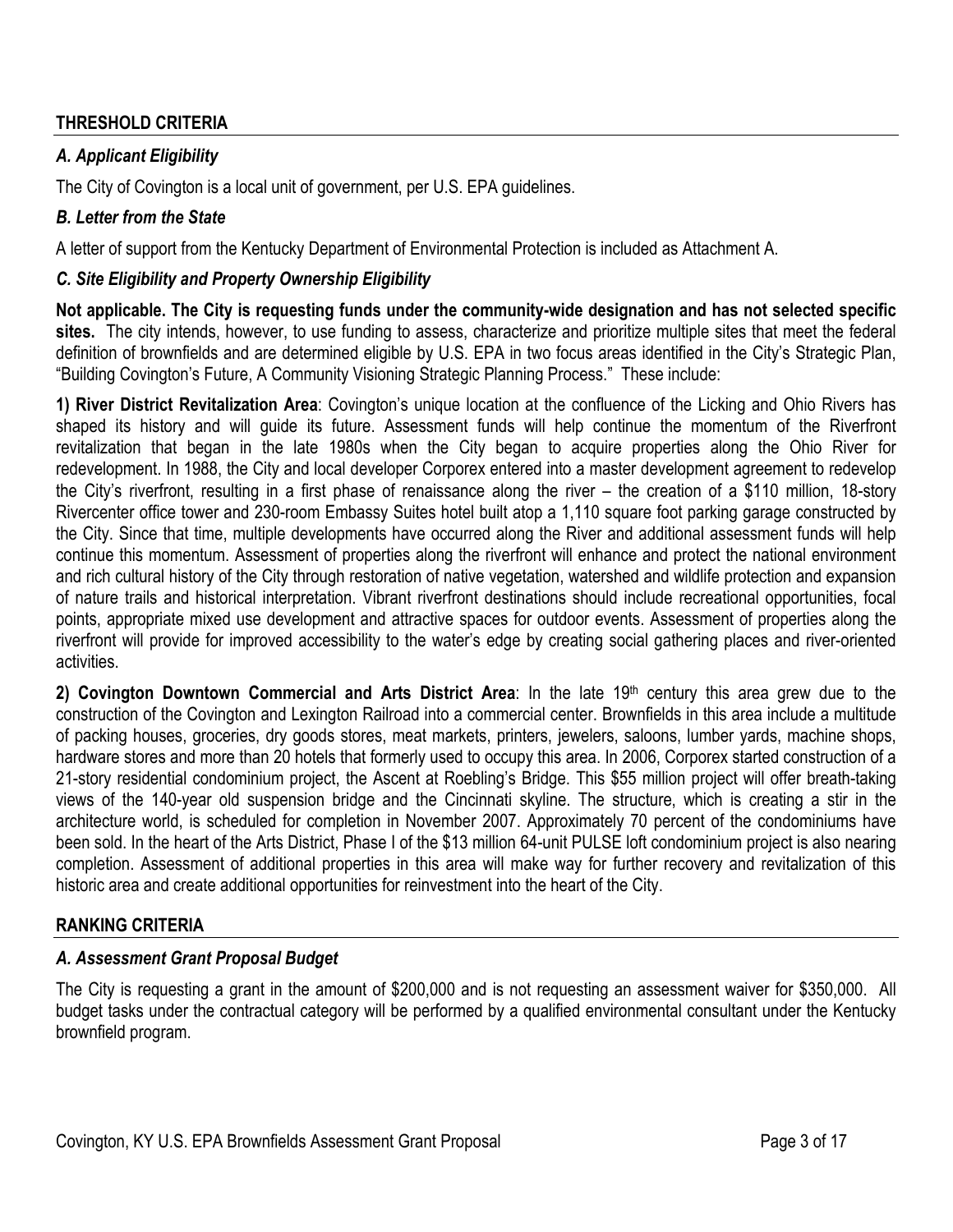## THRESHOLD CRITERIA

### *A. Applicant Eligibility*

The City of Covington is a local unit of government, per U.S. EPA guidelines.

### *B. Letter from the State*

A letter of support from the Kentucky Department of Environmental Protection is included as Attachment A.

### *C. Site Eligibility and Property Ownership Eligibility*

**Not applicable. The City is requesting funds under the community-wide designation and has not selected specific sites.** The city intends, however, to use funding to assess, characterize and prioritize multiple sites that meet the federal definition of brownfields and are determined eligible by U.S. EPA in two focus areas identified in the City's Strategic Plan, "Building Covington's Future, A Community Visioning Strategic Planning Process." These include:

**1) River District Revitalization Area**: Covington's unique location at the confluence of the Licking and Ohio Rivers has shaped its history and will guide its future. Assessment funds will help continue the momentum of the Riverfront revitalization that began in the late 1980s when the City began to acquire properties along the Ohio River for redevelopment. In 1988, the City and local developer Corporex entered into a master development agreement to redevelop the City's riverfront, resulting in a first phase of renaissance along the river – the creation of a \$110 million, 18-story Rivercenter office tower and 230-room Embassy Suites hotel built atop a 1,110 square foot parking garage constructed by the City. Since that time, multiple developments have occurred along the River and additional assessment funds will help continue this momentum. Assessment of properties along the riverfront will enhance and protect the national environment and rich cultural history of the City through restoration of native vegetation, watershed and wildlife protection and expansion of nature trails and historical interpretation. Vibrant riverfront destinations should include recreational opportunities, focal points, appropriate mixed use development and attractive spaces for outdoor events. Assessment of properties along the riverfront will provide for improved accessibility to the water's edge by creating social gathering places and river-oriented activities.

**2) Covington Downtown Commercial and Arts District Area**: In the late 19th century this area grew due to the construction of the Covington and Lexington Railroad into a commercial center. Brownfields in this area include a multitude of packing houses, groceries, dry goods stores, meat markets, printers, jewelers, saloons, lumber yards, machine shops, hardware stores and more than 20 hotels that formerly used to occupy this area. In 2006, Corporex started construction of a 21-story residential condominium project, the Ascent at Roebling's Bridge. This \$55 million project will offer breath-taking views of the 140-year old suspension bridge and the Cincinnati skyline. The structure, which is creating a stir in the architecture world, is scheduled for completion in November 2007. Approximately 70 percent of the condominiums have been sold. In the heart of the Arts District, Phase I of the \$13 million 64-unit PULSE loft condominium project is also nearing completion. Assessment of additional properties in this area will make way for further recovery and revitalization of this historic area and create additional opportunities for reinvestment into the heart of the City.

## RANKING CRITERIA

### *A. Assessment Grant Proposal Budget*

The City is requesting a grant in the amount of \$200,000 and is not requesting an assessment waiver for \$350,000. All budget tasks under the contractual category will be performed by a qualified environmental consultant under the Kentucky brownfield program.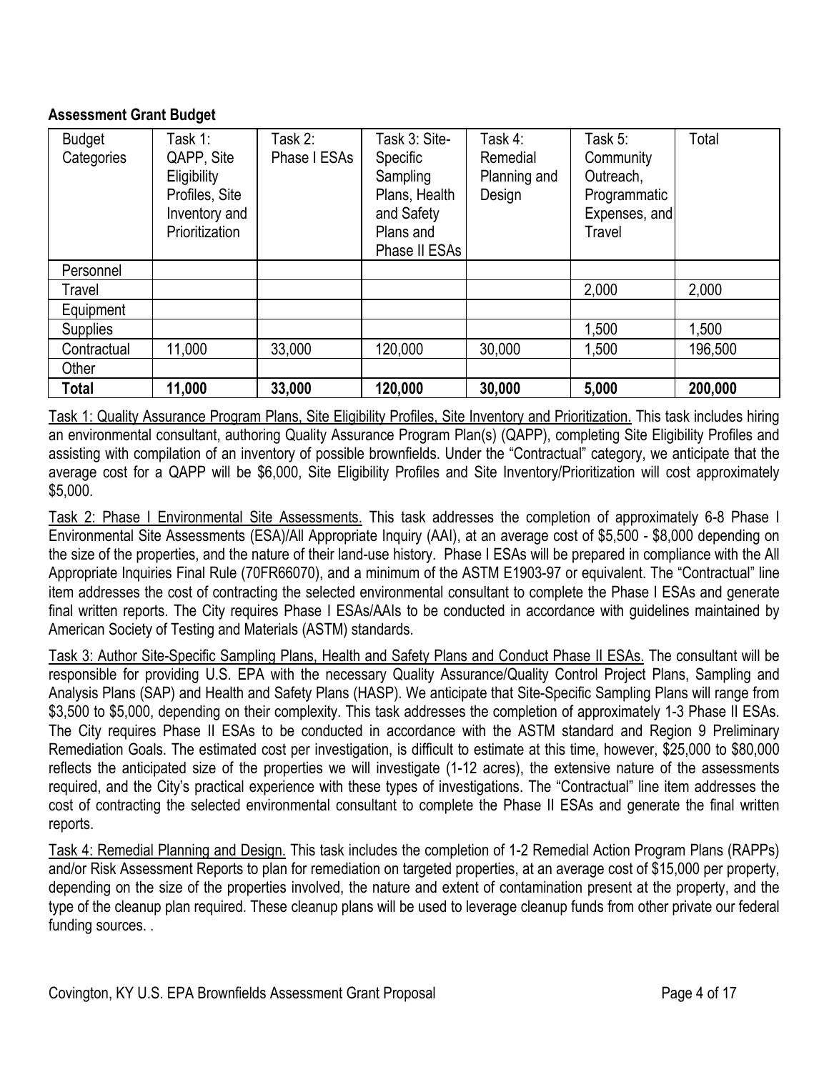**Assessment Grant Budget**

| Budget Categories | Task 1: QAPP, Site Eligibility Profiles, Site Inventory and Prioritization | Task 2: Phase I ESAs | Task 3: Site-Specific Sampling Plans, Health and Safety Plans and Phase II ESAs | Task 4: Remedial Planning and Design | Task 5: Community Outreach, Programmatic Expenses, and Travel | Total |
|---|---|---|---|---|---|---|
| Personnel | | | | | | |
| Travel | | | | | 2,000 | 2,000 |
| Equipment | | | | | | |
| Supplies | | | | | 1,500 | 1,500 |
| Contractual | 11,000 | 33,000 | 120,000 | 30,000 | 1,500 | 196,500 |
| Other | | | | | | |
| **Total** | **11,000** | **33,000** | **120,000** | **30,000** | **5,000** | **200,000** |

Task 1: Quality Assurance Program Plans, Site Eligibility Profiles, Site Inventory and Prioritization. This task includes hiring an environmental consultant, authoring Quality Assurance Program Plan(s) (QAPP), completing Site Eligibility Profiles and assisting with compilation of an inventory of possible brownfields. Under the "Contractual" category, we anticipate that the average cost for a QAPP will be $6,000, Site Eligibility Profiles and Site Inventory/Prioritization will cost approximately $5,000.

Task 2: Phase I Environmental Site Assessments. This task addresses the completion of approximately 6-8 Phase I Environmental Site Assessments (ESA)/All Appropriate Inquiry (AAI), at an average cost of $5,500 - $8,000 depending on the size of the properties, and the nature of their land-use history. Phase I ESAs will be prepared in compliance with the All Appropriate Inquiries Final Rule (70FR66070), and a minimum of the ASTM E1903-97 or equivalent. The "Contractual" line item addresses the cost of contracting the selected environmental consultant to complete the Phase I ESAs and generate final written reports. The City requires Phase I ESAs/AAIs to be conducted in accordance with guidelines maintained by American Society of Testing and Materials (ASTM) standards.

Task 3: Author Site-Specific Sampling Plans, Health and Safety Plans and Conduct Phase II ESAs. The consultant will be responsible for providing U.S. EPA with the necessary Quality Assurance/Quality Control Project Plans, Sampling and Analysis Plans (SAP) and Health and Safety Plans (HASP). We anticipate that Site-Specific Sampling Plans will range from $3,500 to $5,000, depending on their complexity. This task addresses the completion of approximately 1-3 Phase II ESAs. The City requires Phase II ESAs to be conducted in accordance with the ASTM standard and Region 9 Preliminary Remediation Goals. The estimated cost per investigation, is difficult to estimate at this time, however, $25,000 to $80,000 reflects the anticipated size of the properties we will investigate (1-12 acres), the extensive nature of the assessments required, and the City's practical experience with these types of investigations. The "Contractual" line item addresses the cost of contracting the selected environmental consultant to complete the Phase II ESAs and generate the final written reports.

Task 4: Remedial Planning and Design. This task includes the completion of 1-2 Remedial Action Program Plans (RAPPs) and/or Risk Assessment Reports to plan for remediation on targeted properties, at an average cost of $15,000 per property, depending on the size of the properties involved, the nature and extent of contamination present at the property, and the type of the cleanup plan required. These cleanup plans will be used to leverage cleanup funds from other private our federal funding sources. .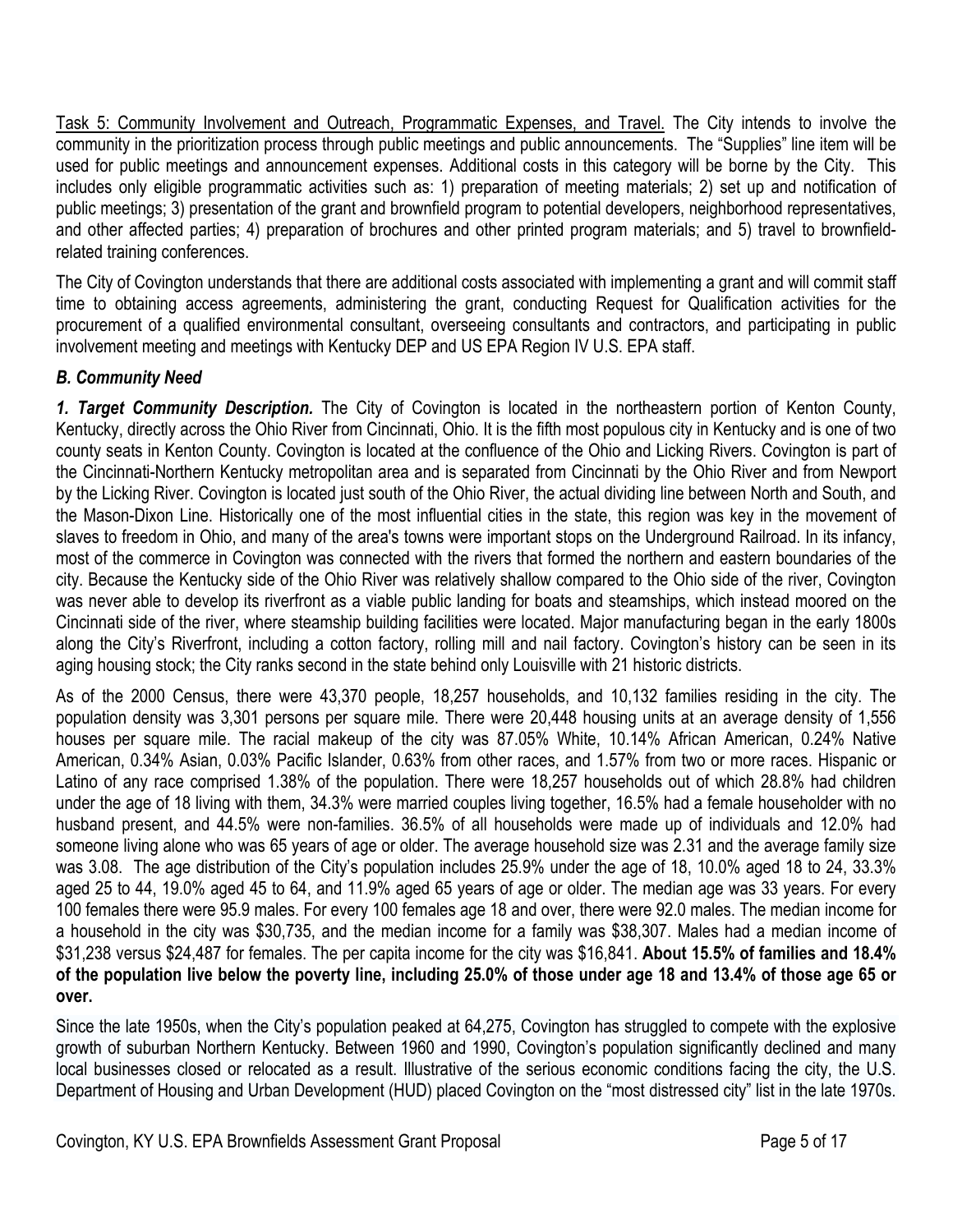<u>Task 5: Community Involvement and Outreach, Programmatic Expenses, and Travel.</u> The City intends to involve the community in the prioritization process through public meetings and public announcements. The "Supplies" line item will be used for public meetings and announcement expenses. Additional costs in this category will be borne by the City. This includes only eligible programmatic activities such as: 1) preparation of meeting materials; 2) set up and notification of public meetings; 3) presentation of the grant and brownfield program to potential developers, neighborhood representatives, and other affected parties; 4) preparation of brochures and other printed program materials; and 5) travel to brownfield-related training conferences.

The City of Covington understands that there are additional costs associated with implementing a grant and will commit staff time to obtaining access agreements, administering the grant, conducting Request for Qualification activities for the procurement of a qualified environmental consultant, overseeing consultants and contractors, and participating in public involvement meeting and meetings with Kentucky DEP and US EPA Region IV U.S. EPA staff.

### *B. Community Need*

***1. Target Community Description.*** The City of Covington is located in the northeastern portion of Kenton County, Kentucky, directly across the Ohio River from Cincinnati, Ohio. It is the fifth most populous city in Kentucky and is one of two county seats in Kenton County. Covington is located at the confluence of the Ohio and Licking Rivers. Covington is part of the Cincinnati-Northern Kentucky metropolitan area and is separated from Cincinnati by the Ohio River and from Newport by the Licking River. Covington is located just south of the Ohio River, the actual dividing line between North and South, and the Mason-Dixon Line. Historically one of the most influential cities in the state, this region was key in the movement of slaves to freedom in Ohio, and many of the area's towns were important stops on the Underground Railroad. In its infancy, most of the commerce in Covington was connected with the rivers that formed the northern and eastern boundaries of the city. Because the Kentucky side of the Ohio River was relatively shallow compared to the Ohio side of the river, Covington was never able to develop its riverfront as a viable public landing for boats and steamships, which instead moored on the Cincinnati side of the river, where steamship building facilities were located. Major manufacturing began in the early 1800s along the City's Riverfront, including a cotton factory, rolling mill and nail factory. Covington's history can be seen in its aging housing stock; the City ranks second in the state behind only Louisville with 21 historic districts.

As of the 2000 Census, there were 43,370 people, 18,257 households, and 10,132 families residing in the city. The population density was 3,301 persons per square mile. There were 20,448 housing units at an average density of 1,556 houses per square mile. The racial makeup of the city was 87.05% White, 10.14% African American, 0.24% Native American, 0.34% Asian, 0.03% Pacific Islander, 0.63% from other races, and 1.57% from two or more races. Hispanic or Latino of any race comprised 1.38% of the population. There were 18,257 households out of which 28.8% had children under the age of 18 living with them, 34.3% were married couples living together, 16.5% had a female householder with no husband present, and 44.5% were non-families. 36.5% of all households were made up of individuals and 12.0% had someone living alone who was 65 years of age or older. The average household size was 2.31 and the average family size was 3.08. The age distribution of the City's population includes 25.9% under the age of 18, 10.0% aged 18 to 24, 33.3% aged 25 to 44, 19.0% aged 45 to 64, and 11.9% aged 65 years of age or older. The median age was 33 years. For every 100 females there were 95.9 males. For every 100 females age 18 and over, there were 92.0 males. The median income for a household in the city was $30,735, and the median income for a family was $38,307. Males had a median income of $31,238 versus $24,487 for females. The per capita income for the city was $16,841. **About 15.5% of families and 18.4% of the population live below the poverty line, including 25.0% of those under age 18 and 13.4% of those age 65 or over.**

Since the late 1950s, when the City's population peaked at 64,275, Covington has struggled to compete with the explosive growth of suburban Northern Kentucky. Between 1960 and 1990, Covington's population significantly declined and many local businesses closed or relocated as a result. Illustrative of the serious economic conditions facing the city, the U.S. Department of Housing and Urban Development (HUD) placed Covington on the "most distressed city" list in the late 1970s.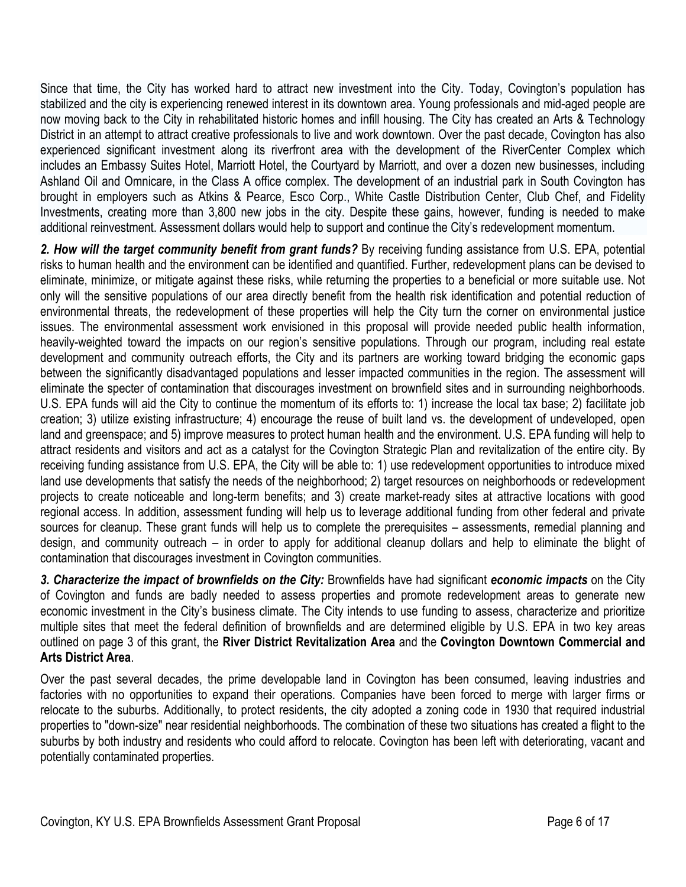Since that time, the City has worked hard to attract new investment into the City. Today, Covington's population has stabilized and the city is experiencing renewed interest in its downtown area. Young professionals and mid-aged people are now moving back to the City in rehabilitated historic homes and infill housing. The City has created an Arts & Technology District in an attempt to attract creative professionals to live and work downtown. Over the past decade, Covington has also experienced significant investment along its riverfront area with the development of the RiverCenter Complex which includes an Embassy Suites Hotel, Marriott Hotel, the Courtyard by Marriott, and over a dozen new businesses, including Ashland Oil and Omnicare, in the Class A office complex. The development of an industrial park in South Covington has brought in employers such as Atkins & Pearce, Esco Corp., White Castle Distribution Center, Club Chef, and Fidelity Investments, creating more than 3,800 new jobs in the city. Despite these gains, however, funding is needed to make additional reinvestment. Assessment dollars would help to support and continue the City's redevelopment momentum.

***2. How will the target community benefit from grant funds?*** By receiving funding assistance from U.S. EPA, potential risks to human health and the environment can be identified and quantified. Further, redevelopment plans can be devised to eliminate, minimize, or mitigate against these risks, while returning the properties to a beneficial or more suitable use. Not only will the sensitive populations of our area directly benefit from the health risk identification and potential reduction of environmental threats, the redevelopment of these properties will help the City turn the corner on environmental justice issues. The environmental assessment work envisioned in this proposal will provide needed public health information, heavily-weighted toward the impacts on our region's sensitive populations. Through our program, including real estate development and community outreach efforts, the City and its partners are working toward bridging the economic gaps between the significantly disadvantaged populations and lesser impacted communities in the region. The assessment will eliminate the specter of contamination that discourages investment on brownfield sites and in surrounding neighborhoods. U.S. EPA funds will aid the City to continue the momentum of its efforts to: 1) increase the local tax base; 2) facilitate job creation; 3) utilize existing infrastructure; 4) encourage the reuse of built land vs. the development of undeveloped, open land and greenspace; and 5) improve measures to protect human health and the environment. U.S. EPA funding will help to attract residents and visitors and act as a catalyst for the Covington Strategic Plan and revitalization of the entire city. By receiving funding assistance from U.S. EPA, the City will be able to: 1) use redevelopment opportunities to introduce mixed land use developments that satisfy the needs of the neighborhood; 2) target resources on neighborhoods or redevelopment projects to create noticeable and long-term benefits; and 3) create market-ready sites at attractive locations with good regional access. In addition, assessment funding will help us to leverage additional funding from other federal and private sources for cleanup. These grant funds will help us to complete the prerequisites – assessments, remedial planning and design, and community outreach – in order to apply for additional cleanup dollars and help to eliminate the blight of contamination that discourages investment in Covington communities.

***3. Characterize the impact of brownfields on the City:*** Brownfields have had significant ***economic impacts*** on the City of Covington and funds are badly needed to assess properties and promote redevelopment areas to generate new economic investment in the City's business climate. The City intends to use funding to assess, characterize and prioritize multiple sites that meet the federal definition of brownfields and are determined eligible by U.S. EPA in two key areas outlined on page 3 of this grant, the **River District Revitalization Area** and the **Covington Downtown Commercial and Arts District Area**.

Over the past several decades, the prime developable land in Covington has been consumed, leaving industries and factories with no opportunities to expand their operations. Companies have been forced to merge with larger firms or relocate to the suburbs. Additionally, to protect residents, the city adopted a zoning code in 1930 that required industrial properties to "down-size" near residential neighborhoods. The combination of these two situations has created a flight to the suburbs by both industry and residents who could afford to relocate. Covington has been left with deteriorating, vacant and potentially contaminated properties.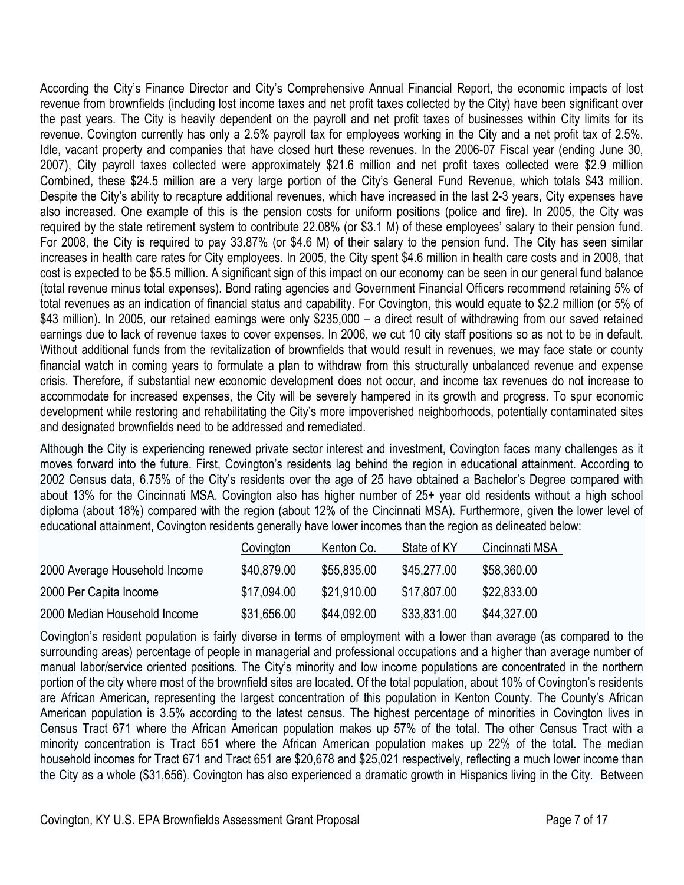According the City's Finance Director and City's Comprehensive Annual Financial Report, the economic impacts of lost revenue from brownfields (including lost income taxes and net profit taxes collected by the City) have been significant over the past years. The City is heavily dependent on the payroll and net profit taxes of businesses within City limits for its revenue. Covington currently has only a 2.5% payroll tax for employees working in the City and a net profit tax of 2.5%. Idle, vacant property and companies that have closed hurt these revenues. In the 2006-07 Fiscal year (ending June 30, 2007), City payroll taxes collected were approximately $21.6 million and net profit taxes collected were $2.9 million Combined, these $24.5 million are a very large portion of the City's General Fund Revenue, which totals $43 million. Despite the City's ability to recapture additional revenues, which have increased in the last 2-3 years, City expenses have also increased. One example of this is the pension costs for uniform positions (police and fire). In 2005, the City was required by the state retirement system to contribute 22.08% (or $3.1 M) of these employees' salary to their pension fund. For 2008, the City is required to pay 33.87% (or $4.6 M) of their salary to the pension fund. The City has seen similar increases in health care rates for City employees. In 2005, the City spent $4.6 million in health care costs and in 2008, that cost is expected to be $5.5 million. A significant sign of this impact on our economy can be seen in our general fund balance (total revenue minus total expenses). Bond rating agencies and Government Financial Officers recommend retaining 5% of total revenues as an indication of financial status and capability. For Covington, this would equate to $2.2 million (or 5% of $43 million). In 2005, our retained earnings were only $235,000 – a direct result of withdrawing from our saved retained earnings due to lack of revenue taxes to cover expenses. In 2006, we cut 10 city staff positions so as not to be in default. Without additional funds from the revitalization of brownfields that would result in revenues, we may face state or county financial watch in coming years to formulate a plan to withdraw from this structurally unbalanced revenue and expense crisis. Therefore, if substantial new economic development does not occur, and income tax revenues do not increase to accommodate for increased expenses, the City will be severely hampered in its growth and progress. To spur economic development while restoring and rehabilitating the City's more impoverished neighborhoods, potentially contaminated sites and designated brownfields need to be addressed and remediated.

Although the City is experiencing renewed private sector interest and investment, Covington faces many challenges as it moves forward into the future. First, Covington's residents lag behind the region in educational attainment. According to 2002 Census data, 6.75% of the City's residents over the age of 25 have obtained a Bachelor's Degree compared with about 13% for the Cincinnati MSA. Covington also has higher number of 25+ year old residents without a high school diploma (about 18%) compared with the region (about 12% of the Cincinnati MSA). Furthermore, given the lower level of educational attainment, Covington residents generally have lower incomes than the region as delineated below:

| | Covington | Kenton Co. | State of KY | Cincinnati MSA |
|---|---|---|---|---|
| 2000 Average Household Income | $40,879.00 | $55,835.00 | $45,277.00 | $58,360.00 |
| 2000 Per Capita Income | $17,094.00 | $21,910.00 | $17,807.00 | $22,833.00 |
| 2000 Median Household Income | $31,656.00 | $44,092.00 | $33,831.00 | $44,327.00 |

Covington's resident population is fairly diverse in terms of employment with a lower than average (as compared to the surrounding areas) percentage of people in managerial and professional occupations and a higher than average number of manual labor/service oriented positions. The City's minority and low income populations are concentrated in the northern portion of the city where most of the brownfield sites are located. Of the total population, about 10% of Covington's residents are African American, representing the largest concentration of this population in Kenton County. The County's African American population is 3.5% according to the latest census. The highest percentage of minorities in Covington lives in Census Tract 671 where the African American population makes up 57% of the total. The other Census Tract with a minority concentration is Tract 651 where the African American population makes up 22% of the total. The median household incomes for Tract 671 and Tract 651 are $20,678 and $25,021 respectively, reflecting a much lower income than the City as a whole ($31,656). Covington has also experienced a dramatic growth in Hispanics living in the City. Between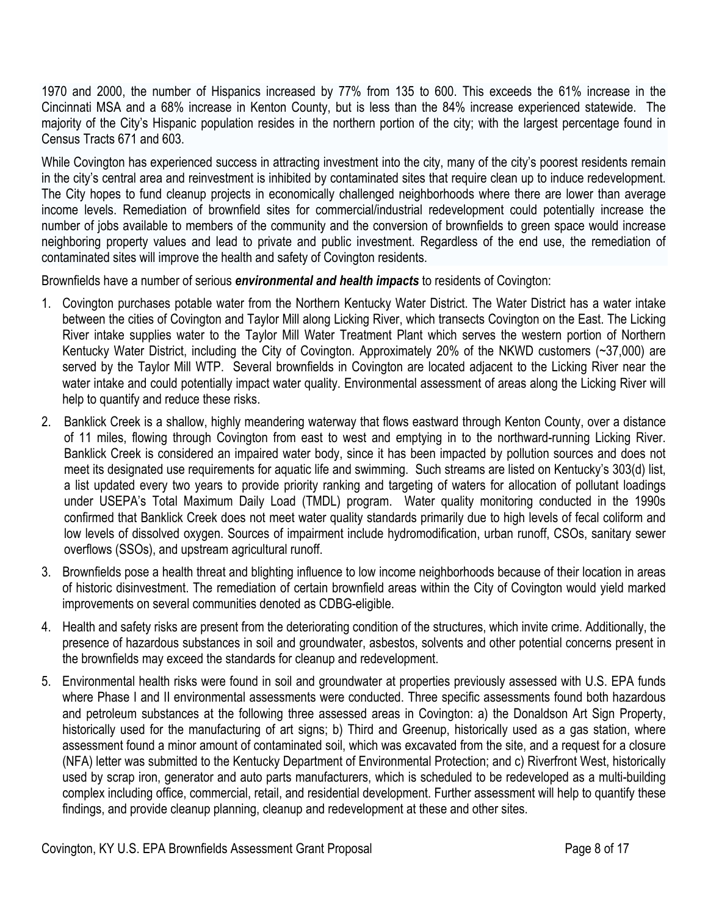1970 and 2000, the number of Hispanics increased by 77% from 135 to 600. This exceeds the 61% increase in the Cincinnati MSA and a 68% increase in Kenton County, but is less than the 84% increase experienced statewide. The majority of the City's Hispanic population resides in the northern portion of the city; with the largest percentage found in Census Tracts 671 and 603.

While Covington has experienced success in attracting investment into the city, many of the city's poorest residents remain in the city's central area and reinvestment is inhibited by contaminated sites that require clean up to induce redevelopment. The City hopes to fund cleanup projects in economically challenged neighborhoods where there are lower than average income levels. Remediation of brownfield sites for commercial/industrial redevelopment could potentially increase the number of jobs available to members of the community and the conversion of brownfields to green space would increase neighboring property values and lead to private and public investment. Regardless of the end use, the remediation of contaminated sites will improve the health and safety of Covington residents.

Brownfields have a number of serious ***environmental and health impacts*** to residents of Covington:

1. Covington purchases potable water from the Northern Kentucky Water District. The Water District has a water intake between the cities of Covington and Taylor Mill along Licking River, which transects Covington on the East. The Licking River intake supplies water to the Taylor Mill Water Treatment Plant which serves the western portion of Northern Kentucky Water District, including the City of Covington. Approximately 20% of the NKWD customers (~37,000) are served by the Taylor Mill WTP. Several brownfields in Covington are located adjacent to the Licking River near the water intake and could potentially impact water quality. Environmental assessment of areas along the Licking River will help to quantify and reduce these risks.
2. Banklick Creek is a shallow, highly meandering waterway that flows eastward through Kenton County, over a distance of 11 miles, flowing through Covington from east to west and emptying in to the northward-running Licking River. Banklick Creek is considered an impaired water body, since it has been impacted by pollution sources and does not meet its designated use requirements for aquatic life and swimming. Such streams are listed on Kentucky's 303(d) list, a list updated every two years to provide priority ranking and targeting of waters for allocation of pollutant loadings under USEPA's Total Maximum Daily Load (TMDL) program. Water quality monitoring conducted in the 1990s confirmed that Banklick Creek does not meet water quality standards primarily due to high levels of fecal coliform and low levels of dissolved oxygen. Sources of impairment include hydromodification, urban runoff, CSOs, sanitary sewer overflows (SSOs), and upstream agricultural runoff.
3. Brownfields pose a health threat and blighting influence to low income neighborhoods because of their location in areas of historic disinvestment. The remediation of certain brownfield areas within the City of Covington would yield marked improvements on several communities denoted as CDBG-eligible.
4. Health and safety risks are present from the deteriorating condition of the structures, which invite crime. Additionally, the presence of hazardous substances in soil and groundwater, asbestos, solvents and other potential concerns present in the brownfields may exceed the standards for cleanup and redevelopment.
5. Environmental health risks were found in soil and groundwater at properties previously assessed with U.S. EPA funds where Phase I and II environmental assessments were conducted. Three specific assessments found both hazardous and petroleum substances at the following three assessed areas in Covington: a) the Donaldson Art Sign Property, historically used for the manufacturing of art signs; b) Third and Greenup, historically used as a gas station, where assessment found a minor amount of contaminated soil, which was excavated from the site, and a request for a closure (NFA) letter was submitted to the Kentucky Department of Environmental Protection; and c) Riverfront West, historically used by scrap iron, generator and auto parts manufacturers, which is scheduled to be redeveloped as a multi-building complex including office, commercial, retail, and residential development. Further assessment will help to quantify these findings, and provide cleanup planning, cleanup and redevelopment at these and other sites.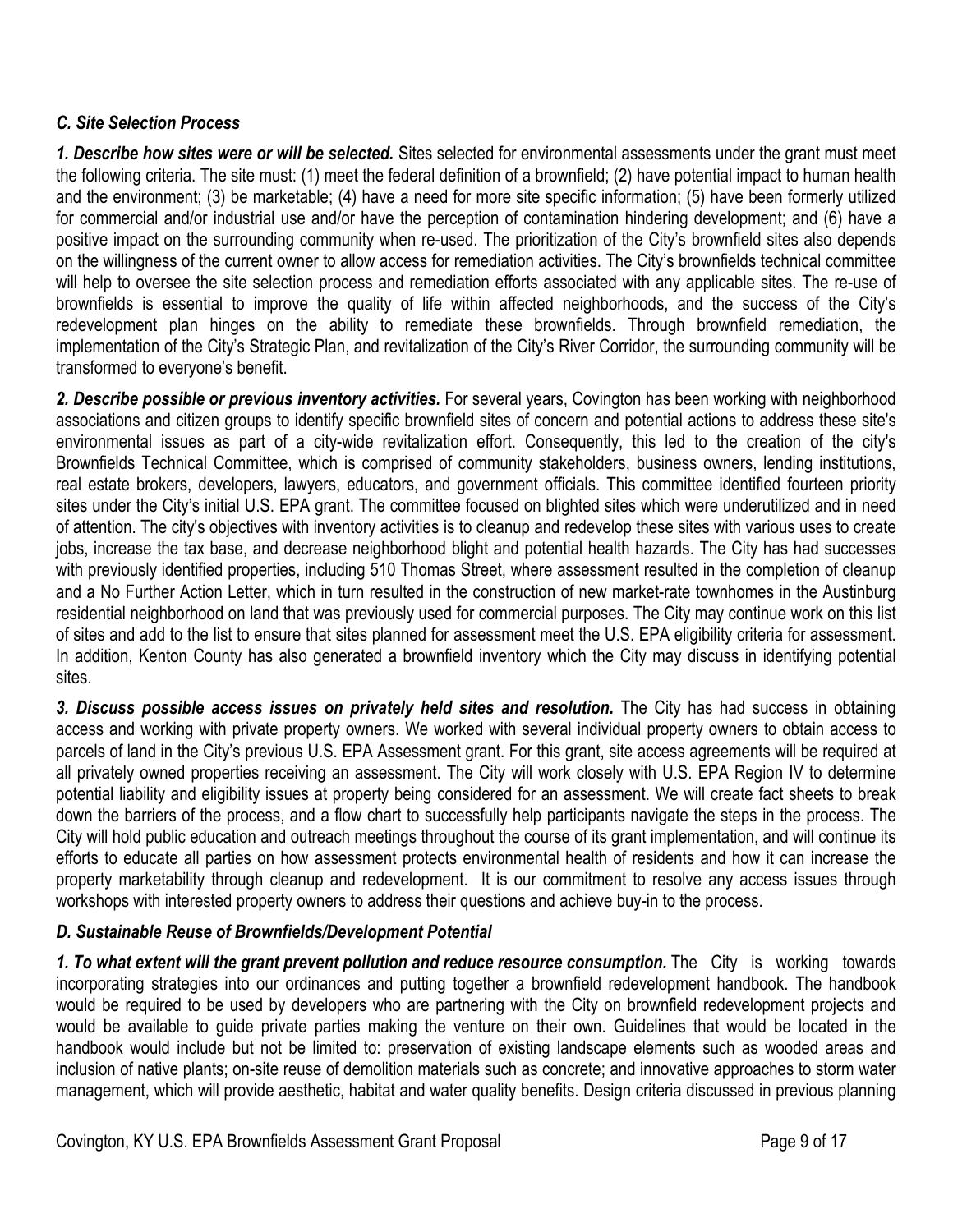### *C. Site Selection Process*

***1. Describe how sites were or will be selected.*** Sites selected for environmental assessments under the grant must meet the following criteria. The site must: (1) meet the federal definition of a brownfield; (2) have potential impact to human health and the environment; (3) be marketable; (4) have a need for more site specific information; (5) have been formerly utilized for commercial and/or industrial use and/or have the perception of contamination hindering development; and (6) have a positive impact on the surrounding community when re-used. The prioritization of the City's brownfield sites also depends on the willingness of the current owner to allow access for remediation activities. The City's brownfields technical committee will help to oversee the site selection process and remediation efforts associated with any applicable sites. The re-use of brownfields is essential to improve the quality of life within affected neighborhoods, and the success of the City's redevelopment plan hinges on the ability to remediate these brownfields. Through brownfield remediation, the implementation of the City's Strategic Plan, and revitalization of the City's River Corridor, the surrounding community will be transformed to everyone's benefit.

***2. Describe possible or previous inventory activities.*** For several years, Covington has been working with neighborhood associations and citizen groups to identify specific brownfield sites of concern and potential actions to address these site's environmental issues as part of a city-wide revitalization effort. Consequently, this led to the creation of the city's Brownfields Technical Committee, which is comprised of community stakeholders, business owners, lending institutions, real estate brokers, developers, lawyers, educators, and government officials. This committee identified fourteen priority sites under the City's initial U.S. EPA grant. The committee focused on blighted sites which were underutilized and in need of attention. The city's objectives with inventory activities is to cleanup and redevelop these sites with various uses to create jobs, increase the tax base, and decrease neighborhood blight and potential health hazards. The City has had successes with previously identified properties, including 510 Thomas Street, where assessment resulted in the completion of cleanup and a No Further Action Letter, which in turn resulted in the construction of new market-rate townhomes in the Austinburg residential neighborhood on land that was previously used for commercial purposes. The City may continue work on this list of sites and add to the list to ensure that sites planned for assessment meet the U.S. EPA eligibility criteria for assessment. In addition, Kenton County has also generated a brownfield inventory which the City may discuss in identifying potential sites.

***3. Discuss possible access issues on privately held sites and resolution.*** The City has had success in obtaining access and working with private property owners. We worked with several individual property owners to obtain access to parcels of land in the City's previous U.S. EPA Assessment grant. For this grant, site access agreements will be required at all privately owned properties receiving an assessment. The City will work closely with U.S. EPA Region IV to determine potential liability and eligibility issues at property being considered for an assessment. We will create fact sheets to break down the barriers of the process, and a flow chart to successfully help participants navigate the steps in the process. The City will hold public education and outreach meetings throughout the course of its grant implementation, and will continue its efforts to educate all parties on how assessment protects environmental health of residents and how it can increase the property marketability through cleanup and redevelopment. It is our commitment to resolve any access issues through workshops with interested property owners to address their questions and achieve buy-in to the process.

### *D. Sustainable Reuse of Brownfields/Development Potential*

***1. To what extent will the grant prevent pollution and reduce resource consumption.*** The City is working towards incorporating strategies into our ordinances and putting together a brownfield redevelopment handbook. The handbook would be required to be used by developers who are partnering with the City on brownfield redevelopment projects and would be available to guide private parties making the venture on their own. Guidelines that would be located in the handbook would include but not be limited to: preservation of existing landscape elements such as wooded areas and inclusion of native plants; on-site reuse of demolition materials such as concrete; and innovative approaches to storm water management, which will provide aesthetic, habitat and water quality benefits. Design criteria discussed in previous planning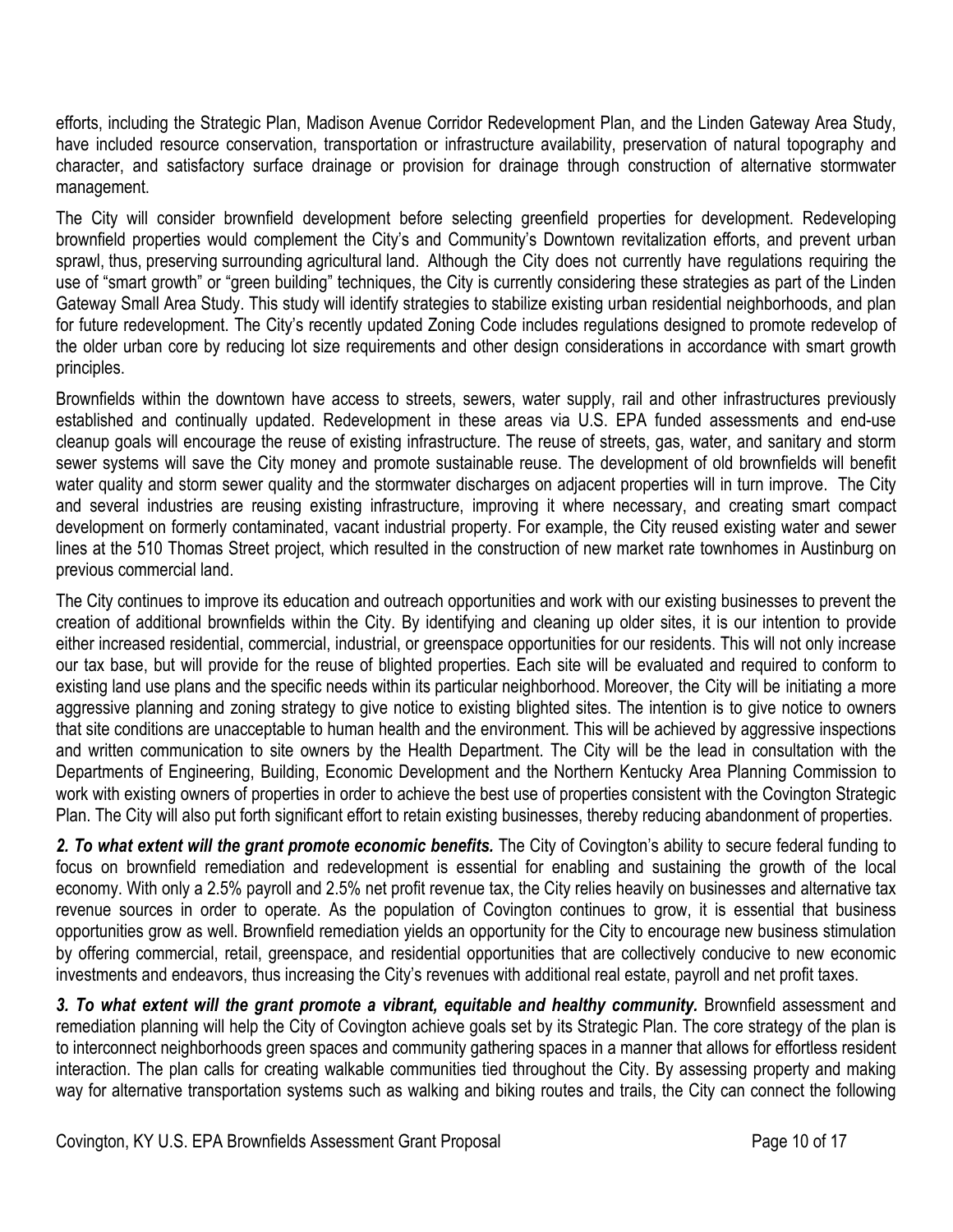efforts, including the Strategic Plan, Madison Avenue Corridor Redevelopment Plan, and the Linden Gateway Area Study, have included resource conservation, transportation or infrastructure availability, preservation of natural topography and character, and satisfactory surface drainage or provision for drainage through construction of alternative stormwater management.

The City will consider brownfield development before selecting greenfield properties for development. Redeveloping brownfield properties would complement the City's and Community's Downtown revitalization efforts, and prevent urban sprawl, thus, preserving surrounding agricultural land. Although the City does not currently have regulations requiring the use of "smart growth" or "green building" techniques, the City is currently considering these strategies as part of the Linden Gateway Small Area Study. This study will identify strategies to stabilize existing urban residential neighborhoods, and plan for future redevelopment. The City's recently updated Zoning Code includes regulations designed to promote redevelop of the older urban core by reducing lot size requirements and other design considerations in accordance with smart growth principles.

Brownfields within the downtown have access to streets, sewers, water supply, rail and other infrastructures previously established and continually updated. Redevelopment in these areas via U.S. EPA funded assessments and end-use cleanup goals will encourage the reuse of existing infrastructure. The reuse of streets, gas, water, and sanitary and storm sewer systems will save the City money and promote sustainable reuse. The development of old brownfields will benefit water quality and storm sewer quality and the stormwater discharges on adjacent properties will in turn improve. The City and several industries are reusing existing infrastructure, improving it where necessary, and creating smart compact development on formerly contaminated, vacant industrial property. For example, the City reused existing water and sewer lines at the 510 Thomas Street project, which resulted in the construction of new market rate townhomes in Austinburg on previous commercial land.

The City continues to improve its education and outreach opportunities and work with our existing businesses to prevent the creation of additional brownfields within the City. By identifying and cleaning up older sites, it is our intention to provide either increased residential, commercial, industrial, or greenspace opportunities for our residents. This will not only increase our tax base, but will provide for the reuse of blighted properties. Each site will be evaluated and required to conform to existing land use plans and the specific needs within its particular neighborhood. Moreover, the City will be initiating a more aggressive planning and zoning strategy to give notice to existing blighted sites. The intention is to give notice to owners that site conditions are unacceptable to human health and the environment. This will be achieved by aggressive inspections and written communication to site owners by the Health Department. The City will be the lead in consultation with the Departments of Engineering, Building, Economic Development and the Northern Kentucky Area Planning Commission to work with existing owners of properties in order to achieve the best use of properties consistent with the Covington Strategic Plan. The City will also put forth significant effort to retain existing businesses, thereby reducing abandonment of properties.

***2. To what extent will the grant promote economic benefits.*** The City of Covington's ability to secure federal funding to focus on brownfield remediation and redevelopment is essential for enabling and sustaining the growth of the local economy. With only a 2.5% payroll and 2.5% net profit revenue tax, the City relies heavily on businesses and alternative tax revenue sources in order to operate. As the population of Covington continues to grow, it is essential that business opportunities grow as well. Brownfield remediation yields an opportunity for the City to encourage new business stimulation by offering commercial, retail, greenspace, and residential opportunities that are collectively conducive to new economic investments and endeavors, thus increasing the City's revenues with additional real estate, payroll and net profit taxes.

***3. To what extent will the grant promote a vibrant, equitable and healthy community.*** Brownfield assessment and remediation planning will help the City of Covington achieve goals set by its Strategic Plan. The core strategy of the plan is to interconnect neighborhoods green spaces and community gathering spaces in a manner that allows for effortless resident interaction. The plan calls for creating walkable communities tied throughout the City. By assessing property and making way for alternative transportation systems such as walking and biking routes and trails, the City can connect the following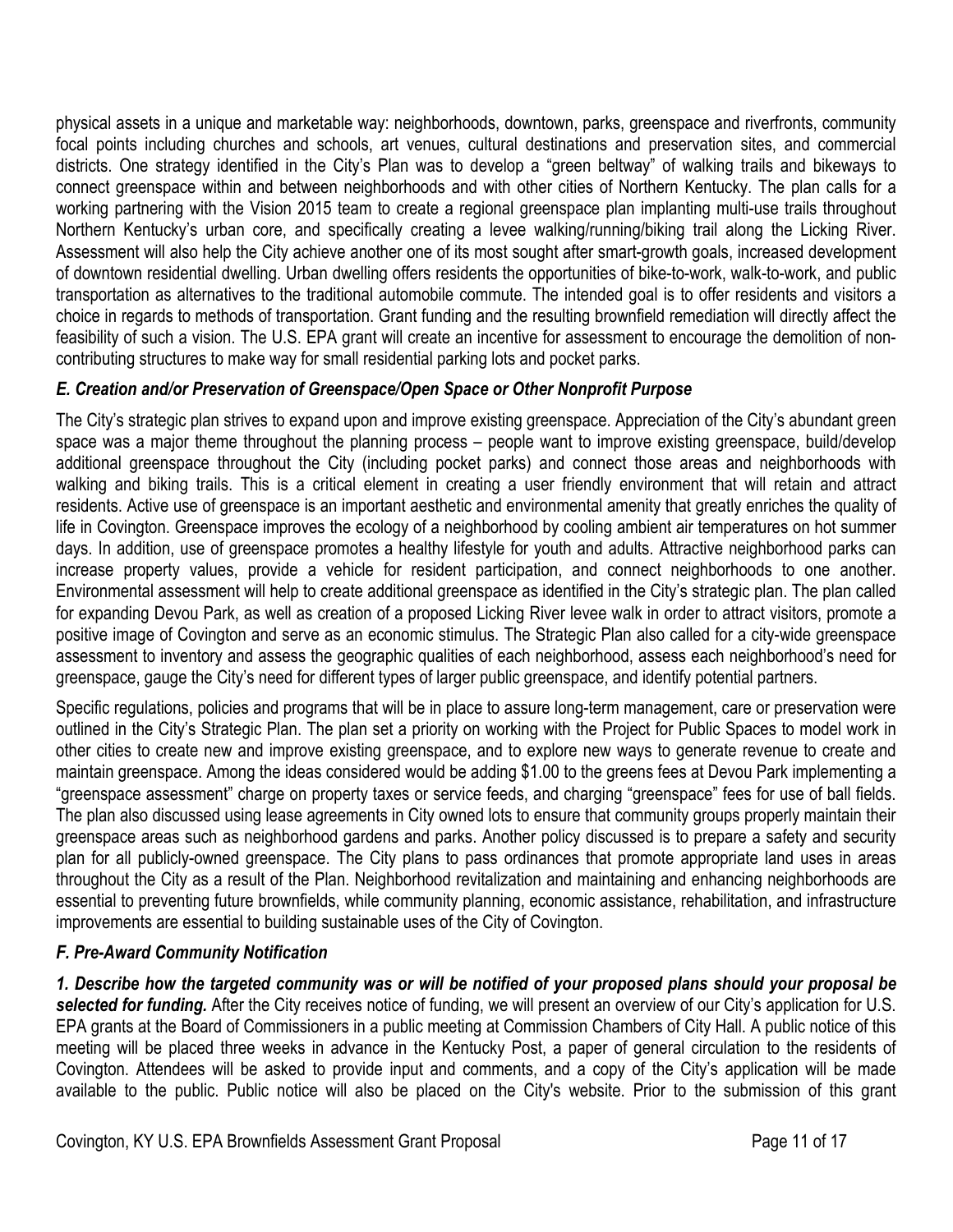physical assets in a unique and marketable way: neighborhoods, downtown, parks, greenspace and riverfronts, community focal points including churches and schools, art venues, cultural destinations and preservation sites, and commercial districts. One strategy identified in the City's Plan was to develop a "green beltway" of walking trails and bikeways to connect greenspace within and between neighborhoods and with other cities of Northern Kentucky. The plan calls for a working partnering with the Vision 2015 team to create a regional greenspace plan implanting multi-use trails throughout Northern Kentucky's urban core, and specifically creating a levee walking/running/biking trail along the Licking River. Assessment will also help the City achieve another one of its most sought after smart-growth goals, increased development of downtown residential dwelling. Urban dwelling offers residents the opportunities of bike-to-work, walk-to-work, and public transportation as alternatives to the traditional automobile commute. The intended goal is to offer residents and visitors a choice in regards to methods of transportation. Grant funding and the resulting brownfield remediation will directly affect the feasibility of such a vision. The U.S. EPA grant will create an incentive for assessment to encourage the demolition of non-contributing structures to make way for small residential parking lots and pocket parks.

### *E. Creation and/or Preservation of Greenspace/Open Space or Other Nonprofit Purpose*

The City's strategic plan strives to expand upon and improve existing greenspace. Appreciation of the City's abundant green space was a major theme throughout the planning process – people want to improve existing greenspace, build/develop additional greenspace throughout the City (including pocket parks) and connect those areas and neighborhoods with walking and biking trails. This is a critical element in creating a user friendly environment that will retain and attract residents. Active use of greenspace is an important aesthetic and environmental amenity that greatly enriches the quality of life in Covington. Greenspace improves the ecology of a neighborhood by cooling ambient air temperatures on hot summer days. In addition, use of greenspace promotes a healthy lifestyle for youth and adults. Attractive neighborhood parks can increase property values, provide a vehicle for resident participation, and connect neighborhoods to one another. Environmental assessment will help to create additional greenspace as identified in the City's strategic plan. The plan called for expanding Devou Park, as well as creation of a proposed Licking River levee walk in order to attract visitors, promote a positive image of Covington and serve as an economic stimulus. The Strategic Plan also called for a city-wide greenspace assessment to inventory and assess the geographic qualities of each neighborhood, assess each neighborhood's need for greenspace, gauge the City's need for different types of larger public greenspace, and identify potential partners.

Specific regulations, policies and programs that will be in place to assure long-term management, care or preservation were outlined in the City's Strategic Plan. The plan set a priority on working with the Project for Public Spaces to model work in other cities to create new and improve existing greenspace, and to explore new ways to generate revenue to create and maintain greenspace. Among the ideas considered would be adding $1.00 to the greens fees at Devou Park implementing a "greenspace assessment" charge on property taxes or service feeds, and charging "greenspace" fees for use of ball fields. The plan also discussed using lease agreements in City owned lots to ensure that community groups properly maintain their greenspace areas such as neighborhood gardens and parks. Another policy discussed is to prepare a safety and security plan for all publicly-owned greenspace. The City plans to pass ordinances that promote appropriate land uses in areas throughout the City as a result of the Plan. Neighborhood revitalization and maintaining and enhancing neighborhoods are essential to preventing future brownfields, while community planning, economic assistance, rehabilitation, and infrastructure improvements are essential to building sustainable uses of the City of Covington.

### *F. Pre-Award Community Notification*

***1. Describe how the targeted community was or will be notified of your proposed plans should your proposal be selected for funding.*** After the City receives notice of funding, we will present an overview of our City's application for U.S. EPA grants at the Board of Commissioners in a public meeting at Commission Chambers of City Hall. A public notice of this meeting will be placed three weeks in advance in the Kentucky Post, a paper of general circulation to the residents of Covington. Attendees will be asked to provide input and comments, and a copy of the City's application will be made available to the public. Public notice will also be placed on the City's website. Prior to the submission of this grant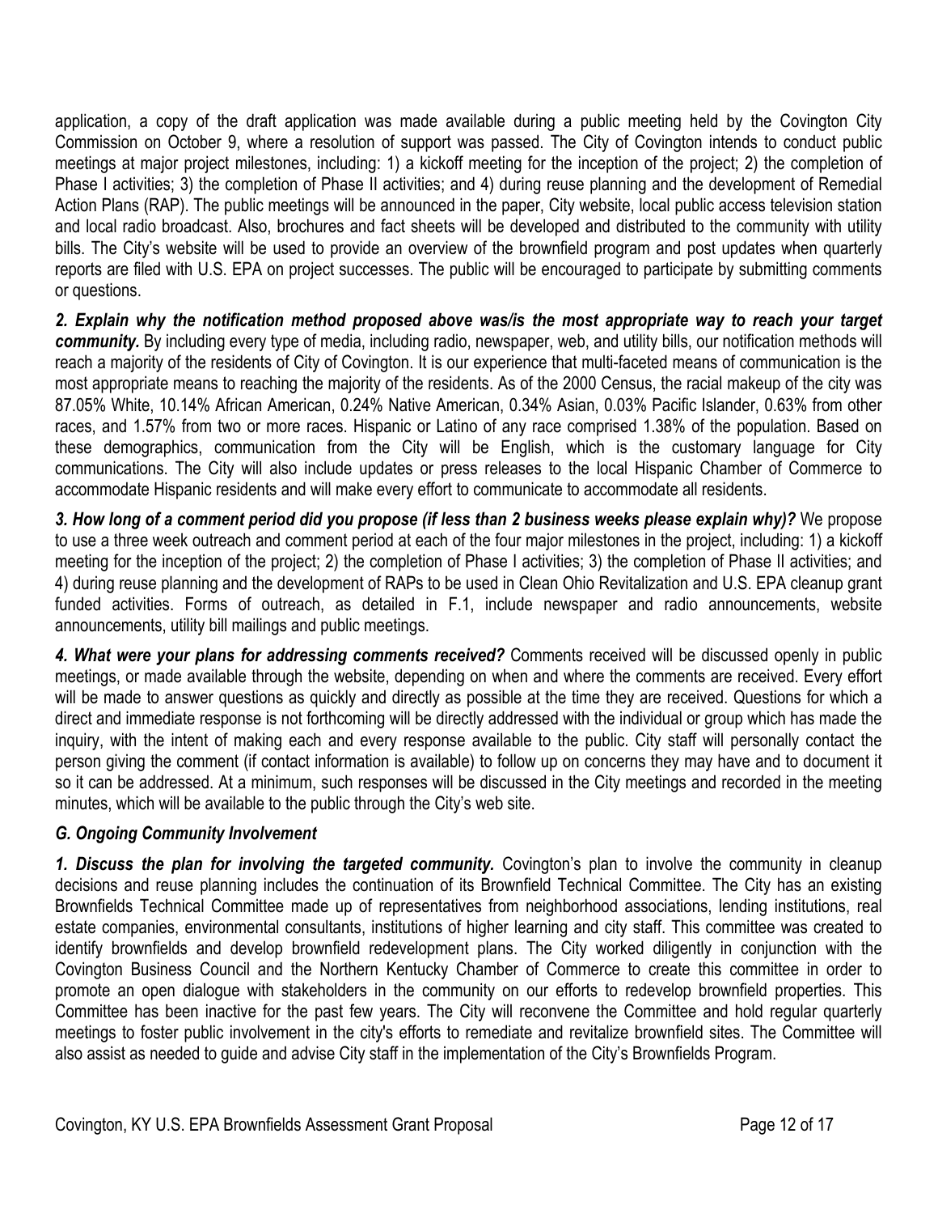application, a copy of the draft application was made available during a public meeting held by the Covington City Commission on October 9, where a resolution of support was passed. The City of Covington intends to conduct public meetings at major project milestones, including: 1) a kickoff meeting for the inception of the project; 2) the completion of Phase I activities; 3) the completion of Phase II activities; and 4) during reuse planning and the development of Remedial Action Plans (RAP). The public meetings will be announced in the paper, City website, local public access television station and local radio broadcast. Also, brochures and fact sheets will be developed and distributed to the community with utility bills. The City's website will be used to provide an overview of the brownfield program and post updates when quarterly reports are filed with U.S. EPA on project successes. The public will be encouraged to participate by submitting comments or questions.

***2. Explain why the notification method proposed above was/is the most appropriate way to reach your target community.*** By including every type of media, including radio, newspaper, web, and utility bills, our notification methods will reach a majority of the residents of City of Covington. It is our experience that multi-faceted means of communication is the most appropriate means to reaching the majority of the residents. As of the 2000 Census, the racial makeup of the city was 87.05% White, 10.14% African American, 0.24% Native American, 0.34% Asian, 0.03% Pacific Islander, 0.63% from other races, and 1.57% from two or more races. Hispanic or Latino of any race comprised 1.38% of the population. Based on these demographics, communication from the City will be English, which is the customary language for City communications. The City will also include updates or press releases to the local Hispanic Chamber of Commerce to accommodate Hispanic residents and will make every effort to communicate to accommodate all residents.

***3. How long of a comment period did you propose (if less than 2 business weeks please explain why)?*** We propose to use a three week outreach and comment period at each of the four major milestones in the project, including: 1) a kickoff meeting for the inception of the project; 2) the completion of Phase I activities; 3) the completion of Phase II activities; and 4) during reuse planning and the development of RAPs to be used in Clean Ohio Revitalization and U.S. EPA cleanup grant funded activities. Forms of outreach, as detailed in F.1, include newspaper and radio announcements, website announcements, utility bill mailings and public meetings.

***4. What were your plans for addressing comments received?*** Comments received will be discussed openly in public meetings, or made available through the website, depending on when and where the comments are received. Every effort will be made to answer questions as quickly and directly as possible at the time they are received. Questions for which a direct and immediate response is not forthcoming will be directly addressed with the individual or group which has made the inquiry, with the intent of making each and every response available to the public. City staff will personally contact the person giving the comment (if contact information is available) to follow up on concerns they may have and to document it so it can be addressed. At a minimum, such responses will be discussed in the City meetings and recorded in the meeting minutes, which will be available to the public through the City's web site.

### *G. Ongoing Community Involvement*

***1. Discuss the plan for involving the targeted community.*** Covington's plan to involve the community in cleanup decisions and reuse planning includes the continuation of its Brownfield Technical Committee. The City has an existing Brownfields Technical Committee made up of representatives from neighborhood associations, lending institutions, real estate companies, environmental consultants, institutions of higher learning and city staff. This committee was created to identify brownfields and develop brownfield redevelopment plans. The City worked diligently in conjunction with the Covington Business Council and the Northern Kentucky Chamber of Commerce to create this committee in order to promote an open dialogue with stakeholders in the community on our efforts to redevelop brownfield properties. This Committee has been inactive for the past few years. The City will reconvene the Committee and hold regular quarterly meetings to foster public involvement in the city's efforts to remediate and revitalize brownfield sites. The Committee will also assist as needed to guide and advise City staff in the implementation of the City's Brownfields Program.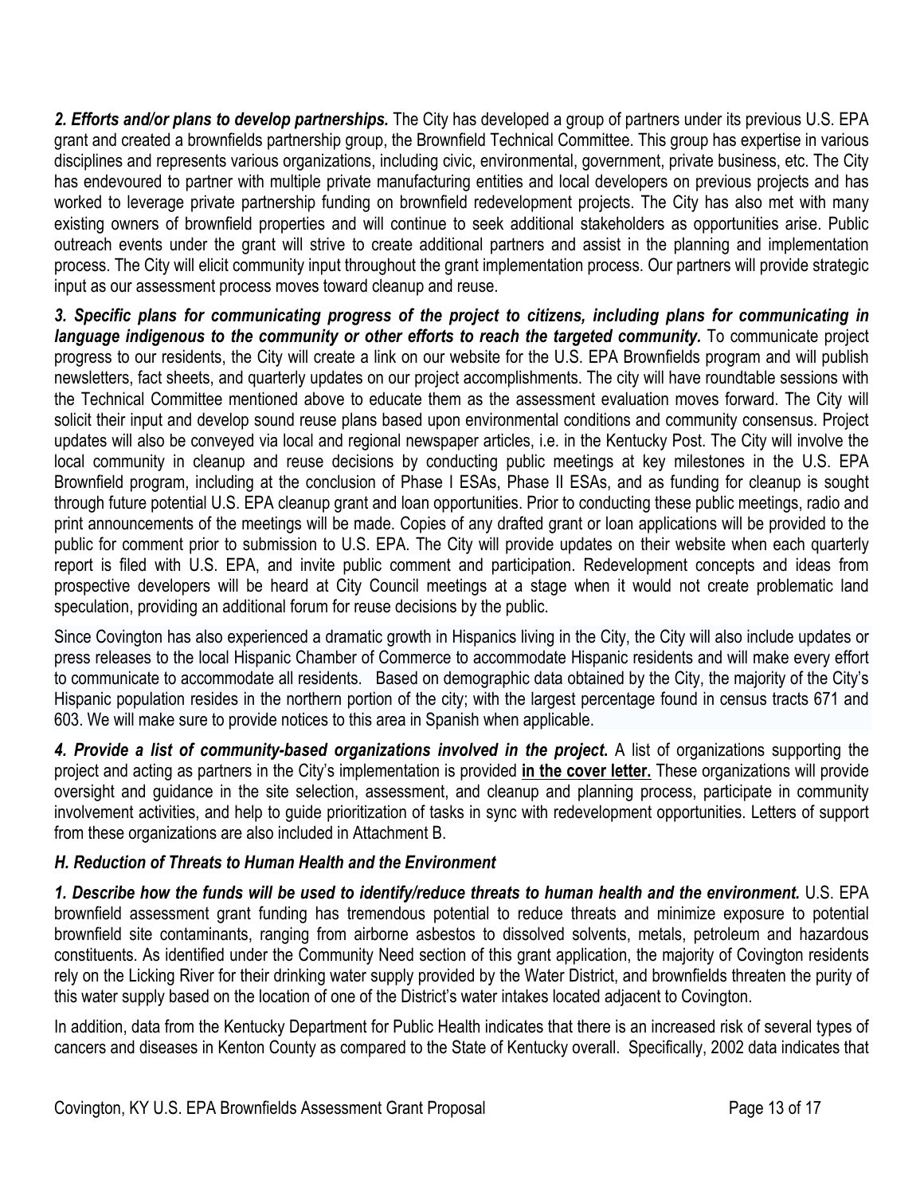***2. Efforts and/or plans to develop partnerships.*** The City has developed a group of partners under its previous U.S. EPA grant and created a brownfields partnership group, the Brownfield Technical Committee. This group has expertise in various disciplines and represents various organizations, including civic, environmental, government, private business, etc. The City has endevoured to partner with multiple private manufacturing entities and local developers on previous projects and has worked to leverage private partnership funding on brownfield redevelopment projects. The City has also met with many existing owners of brownfield properties and will continue to seek additional stakeholders as opportunities arise. Public outreach events under the grant will strive to create additional partners and assist in the planning and implementation process. The City will elicit community input throughout the grant implementation process. Our partners will provide strategic input as our assessment process moves toward cleanup and reuse.

***3. Specific plans for communicating progress of the project to citizens, including plans for communicating in language indigenous to the community or other efforts to reach the targeted community.*** To communicate project progress to our residents, the City will create a link on our website for the U.S. EPA Brownfields program and will publish newsletters, fact sheets, and quarterly updates on our project accomplishments. The city will have roundtable sessions with the Technical Committee mentioned above to educate them as the assessment evaluation moves forward. The City will solicit their input and develop sound reuse plans based upon environmental conditions and community consensus. Project updates will also be conveyed via local and regional newspaper articles, i.e. in the Kentucky Post. The City will involve the local community in cleanup and reuse decisions by conducting public meetings at key milestones in the U.S. EPA Brownfield program, including at the conclusion of Phase I ESAs, Phase II ESAs, and as funding for cleanup is sought through future potential U.S. EPA cleanup grant and loan opportunities. Prior to conducting these public meetings, radio and print announcements of the meetings will be made. Copies of any drafted grant or loan applications will be provided to the public for comment prior to submission to U.S. EPA. The City will provide updates on their website when each quarterly report is filed with U.S. EPA, and invite public comment and participation. Redevelopment concepts and ideas from prospective developers will be heard at City Council meetings at a stage when it would not create problematic land speculation, providing an additional forum for reuse decisions by the public.

Since Covington has also experienced a dramatic growth in Hispanics living in the City, the City will also include updates or press releases to the local Hispanic Chamber of Commerce to accommodate Hispanic residents and will make every effort to communicate to accommodate all residents. Based on demographic data obtained by the City, the majority of the City's Hispanic population resides in the northern portion of the city; with the largest percentage found in census tracts 671 and 603. We will make sure to provide notices to this area in Spanish when applicable.

***4. Provide a list of community-based organizations involved in the project.*** A list of organizations supporting the project and acting as partners in the City's implementation is provided **in the cover letter.** These organizations will provide oversight and guidance in the site selection, assessment, and cleanup and planning process, participate in community involvement activities, and help to guide prioritization of tasks in sync with redevelopment opportunities. Letters of support from these organizations are also included in Attachment B.

### *H. Reduction of Threats to Human Health and the Environment*

***1. Describe how the funds will be used to identify/reduce threats to human health and the environment.*** U.S. EPA brownfield assessment grant funding has tremendous potential to reduce threats and minimize exposure to potential brownfield site contaminants, ranging from airborne asbestos to dissolved solvents, metals, petroleum and hazardous constituents. As identified under the Community Need section of this grant application, the majority of Covington residents rely on the Licking River for their drinking water supply provided by the Water District, and brownfields threaten the purity of this water supply based on the location of one of the District's water intakes located adjacent to Covington.

In addition, data from the Kentucky Department for Public Health indicates that there is an increased risk of several types of cancers and diseases in Kenton County as compared to the State of Kentucky overall. Specifically, 2002 data indicates that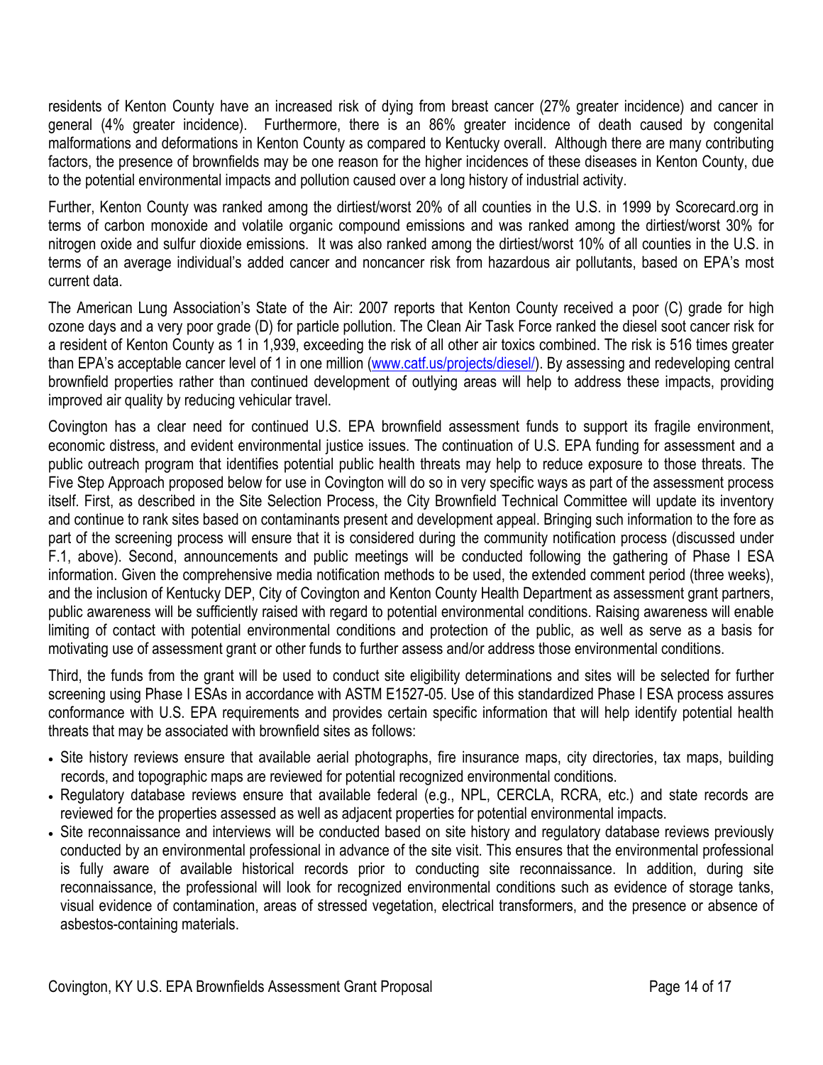residents of Kenton County have an increased risk of dying from breast cancer (27% greater incidence) and cancer in general (4% greater incidence). Furthermore, there is an 86% greater incidence of death caused by congenital malformations and deformations in Kenton County as compared to Kentucky overall. Although there are many contributing factors, the presence of brownfields may be one reason for the higher incidences of these diseases in Kenton County, due to the potential environmental impacts and pollution caused over a long history of industrial activity.

Further, Kenton County was ranked among the dirtiest/worst 20% of all counties in the U.S. in 1999 by Scorecard.org in terms of carbon monoxide and volatile organic compound emissions and was ranked among the dirtiest/worst 30% for nitrogen oxide and sulfur dioxide emissions. It was also ranked among the dirtiest/worst 10% of all counties in the U.S. in terms of an average individual's added cancer and noncancer risk from hazardous air pollutants, based on EPA's most current data.

The American Lung Association's State of the Air: 2007 reports that Kenton County received a poor (C) grade for high ozone days and a very poor grade (D) for particle pollution. The Clean Air Task Force ranked the diesel soot cancer risk for a resident of Kenton County as 1 in 1,939, exceeding the risk of all other air toxics combined. The risk is 516 times greater than EPA's acceptable cancer level of 1 in one million (www.catf.us/projects/diesel/). By assessing and redeveloping central brownfield properties rather than continued development of outlying areas will help to address these impacts, providing improved air quality by reducing vehicular travel.

Covington has a clear need for continued U.S. EPA brownfield assessment funds to support its fragile environment, economic distress, and evident environmental justice issues. The continuation of U.S. EPA funding for assessment and a public outreach program that identifies potential public health threats may help to reduce exposure to those threats. The Five Step Approach proposed below for use in Covington will do so in very specific ways as part of the assessment process itself. First, as described in the Site Selection Process, the City Brownfield Technical Committee will update its inventory and continue to rank sites based on contaminants present and development appeal. Bringing such information to the fore as part of the screening process will ensure that it is considered during the community notification process (discussed under F.1, above). Second, announcements and public meetings will be conducted following the gathering of Phase I ESA information. Given the comprehensive media notification methods to be used, the extended comment period (three weeks), and the inclusion of Kentucky DEP, City of Covington and Kenton County Health Department as assessment grant partners, public awareness will be sufficiently raised with regard to potential environmental conditions. Raising awareness will enable limiting of contact with potential environmental conditions and protection of the public, as well as serve as a basis for motivating use of assessment grant or other funds to further assess and/or address those environmental conditions.

Third, the funds from the grant will be used to conduct site eligibility determinations and sites will be selected for further screening using Phase I ESAs in accordance with ASTM E1527-05. Use of this standardized Phase I ESA process assures conformance with U.S. EPA requirements and provides certain specific information that will help identify potential health threats that may be associated with brownfield sites as follows:

- Site history reviews ensure that available aerial photographs, fire insurance maps, city directories, tax maps, building records, and topographic maps are reviewed for potential recognized environmental conditions.
- Regulatory database reviews ensure that available federal (e.g., NPL, CERCLA, RCRA, etc.) and state records are reviewed for the properties assessed as well as adjacent properties for potential environmental impacts.
- Site reconnaissance and interviews will be conducted based on site history and regulatory database reviews previously conducted by an environmental professional in advance of the site visit. This ensures that the environmental professional is fully aware of available historical records prior to conducting site reconnaissance. In addition, during site reconnaissance, the professional will look for recognized environmental conditions such as evidence of storage tanks, visual evidence of contamination, areas of stressed vegetation, electrical transformers, and the presence or absence of asbestos-containing materials.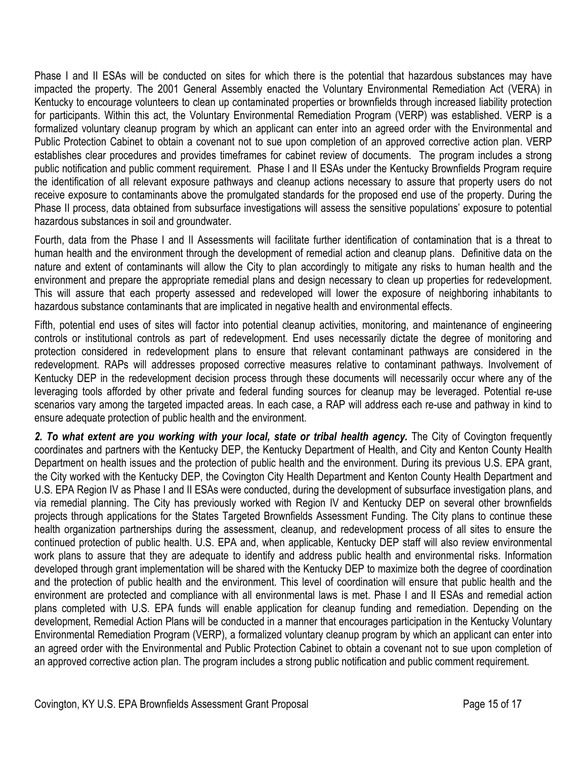Phase I and II ESAs will be conducted on sites for which there is the potential that hazardous substances may have impacted the property. The 2001 General Assembly enacted the Voluntary Environmental Remediation Act (VERA) in Kentucky to encourage volunteers to clean up contaminated properties or brownfields through increased liability protection for participants. Within this act, the Voluntary Environmental Remediation Program (VERP) was established. VERP is a formalized voluntary cleanup program by which an applicant can enter into an agreed order with the Environmental and Public Protection Cabinet to obtain a covenant not to sue upon completion of an approved corrective action plan. VERP establishes clear procedures and provides timeframes for cabinet review of documents. The program includes a strong public notification and public comment requirement. Phase I and II ESAs under the Kentucky Brownfields Program require the identification of all relevant exposure pathways and cleanup actions necessary to assure that property users do not receive exposure to contaminants above the promulgated standards for the proposed end use of the property. During the Phase II process, data obtained from subsurface investigations will assess the sensitive populations' exposure to potential hazardous substances in soil and groundwater.

Fourth, data from the Phase I and II Assessments will facilitate further identification of contamination that is a threat to human health and the environment through the development of remedial action and cleanup plans. Definitive data on the nature and extent of contaminants will allow the City to plan accordingly to mitigate any risks to human health and the environment and prepare the appropriate remedial plans and design necessary to clean up properties for redevelopment. This will assure that each property assessed and redeveloped will lower the exposure of neighboring inhabitants to hazardous substance contaminants that are implicated in negative health and environmental effects.

Fifth, potential end uses of sites will factor into potential cleanup activities, monitoring, and maintenance of engineering controls or institutional controls as part of redevelopment. End uses necessarily dictate the degree of monitoring and protection considered in redevelopment plans to ensure that relevant contaminant pathways are considered in the redevelopment. RAPs will addresses proposed corrective measures relative to contaminant pathways. Involvement of Kentucky DEP in the redevelopment decision process through these documents will necessarily occur where any of the leveraging tools afforded by other private and federal funding sources for cleanup may be leveraged. Potential re-use scenarios vary among the targeted impacted areas. In each case, a RAP will address each re-use and pathway in kind to ensure adequate protection of public health and the environment.

***2. To what extent are you working with your local, state or tribal health agency.*** The City of Covington frequently coordinates and partners with the Kentucky DEP, the Kentucky Department of Health, and City and Kenton County Health Department on health issues and the protection of public health and the environment. During its previous U.S. EPA grant, the City worked with the Kentucky DEP, the Covington City Health Department and Kenton County Health Department and U.S. EPA Region IV as Phase I and II ESAs were conducted, during the development of subsurface investigation plans, and via remedial planning. The City has previously worked with Region IV and Kentucky DEP on several other brownfields projects through applications for the States Targeted Brownfields Assessment Funding. The City plans to continue these health organization partnerships during the assessment, cleanup, and redevelopment process of all sites to ensure the continued protection of public health. U.S. EPA and, when applicable, Kentucky DEP staff will also review environmental work plans to assure that they are adequate to identify and address public health and environmental risks. Information developed through grant implementation will be shared with the Kentucky DEP to maximize both the degree of coordination and the protection of public health and the environment. This level of coordination will ensure that public health and the environment are protected and compliance with all environmental laws is met. Phase I and II ESAs and remedial action plans completed with U.S. EPA funds will enable application for cleanup funding and remediation. Depending on the development, Remedial Action Plans will be conducted in a manner that encourages participation in the Kentucky Voluntary Environmental Remediation Program (VERP), a formalized voluntary cleanup program by which an applicant can enter into an agreed order with the Environmental and Public Protection Cabinet to obtain a covenant not to sue upon completion of an approved corrective action plan. The program includes a strong public notification and public comment requirement.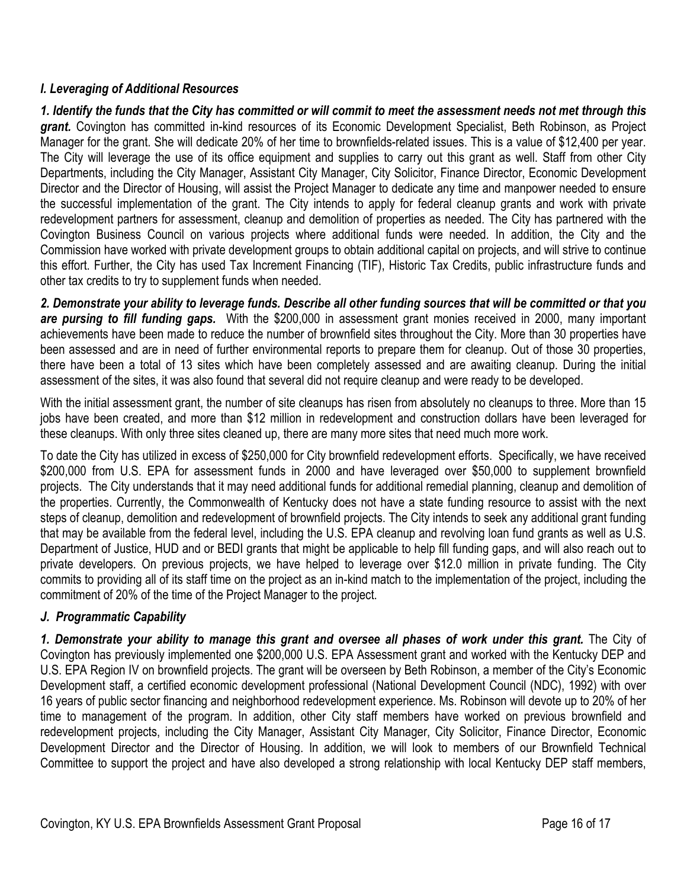### *I. Leveraging of Additional Resources*

***1. Identify the funds that the City has committed or will commit to meet the assessment needs not met through this grant.*** Covington has committed in-kind resources of its Economic Development Specialist, Beth Robinson, as Project Manager for the grant. She will dedicate 20% of her time to brownfields-related issues. This is a value of $12,400 per year. The City will leverage the use of its office equipment and supplies to carry out this grant as well. Staff from other City Departments, including the City Manager, Assistant City Manager, City Solicitor, Finance Director, Economic Development Director and the Director of Housing, will assist the Project Manager to dedicate any time and manpower needed to ensure the successful implementation of the grant. The City intends to apply for federal cleanup grants and work with private redevelopment partners for assessment, cleanup and demolition of properties as needed. The City has partnered with the Covington Business Council on various projects where additional funds were needed. In addition, the City and the Commission have worked with private development groups to obtain additional capital on projects, and will strive to continue this effort. Further, the City has used Tax Increment Financing (TIF), Historic Tax Credits, public infrastructure funds and other tax credits to try to supplement funds when needed.

***2. Demonstrate your ability to leverage funds. Describe all other funding sources that will be committed or that you are pursing to fill funding gaps.*** With the $200,000 in assessment grant monies received in 2000, many important achievements have been made to reduce the number of brownfield sites throughout the City. More than 30 properties have been assessed and are in need of further environmental reports to prepare them for cleanup. Out of those 30 properties, there have been a total of 13 sites which have been completely assessed and are awaiting cleanup. During the initial assessment of the sites, it was also found that several did not require cleanup and were ready to be developed.

With the initial assessment grant, the number of site cleanups has risen from absolutely no cleanups to three. More than 15 jobs have been created, and more than $12 million in redevelopment and construction dollars have been leveraged for these cleanups. With only three sites cleaned up, there are many more sites that need much more work.

To date the City has utilized in excess of $250,000 for City brownfield redevelopment efforts. Specifically, we have received $200,000 from U.S. EPA for assessment funds in 2000 and have leveraged over $50,000 to supplement brownfield projects. The City understands that it may need additional funds for additional remedial planning, cleanup and demolition of the properties. Currently, the Commonwealth of Kentucky does not have a state funding resource to assist with the next steps of cleanup, demolition and redevelopment of brownfield projects. The City intends to seek any additional grant funding that may be available from the federal level, including the U.S. EPA cleanup and revolving loan fund grants as well as U.S. Department of Justice, HUD and or BEDI grants that might be applicable to help fill funding gaps, and will also reach out to private developers. On previous projects, we have helped to leverage over $12.0 million in private funding. The City commits to providing all of its staff time on the project as an in-kind match to the implementation of the project, including the commitment of 20% of the time of the Project Manager to the project.

### *J. Programmatic Capability*

***1. Demonstrate your ability to manage this grant and oversee all phases of work under this grant.*** The City of Covington has previously implemented one $200,000 U.S. EPA Assessment grant and worked with the Kentucky DEP and U.S. EPA Region IV on brownfield projects. The grant will be overseen by Beth Robinson, a member of the City's Economic Development staff, a certified economic development professional (National Development Council (NDC), 1992) with over 16 years of public sector financing and neighborhood redevelopment experience. Ms. Robinson will devote up to 20% of her time to management of the program. In addition, other City staff members have worked on previous brownfield and redevelopment projects, including the City Manager, Assistant City Manager, City Solicitor, Finance Director, Economic Development Director and the Director of Housing. In addition, we will look to members of our Brownfield Technical Committee to support the project and have also developed a strong relationship with local Kentucky DEP staff members,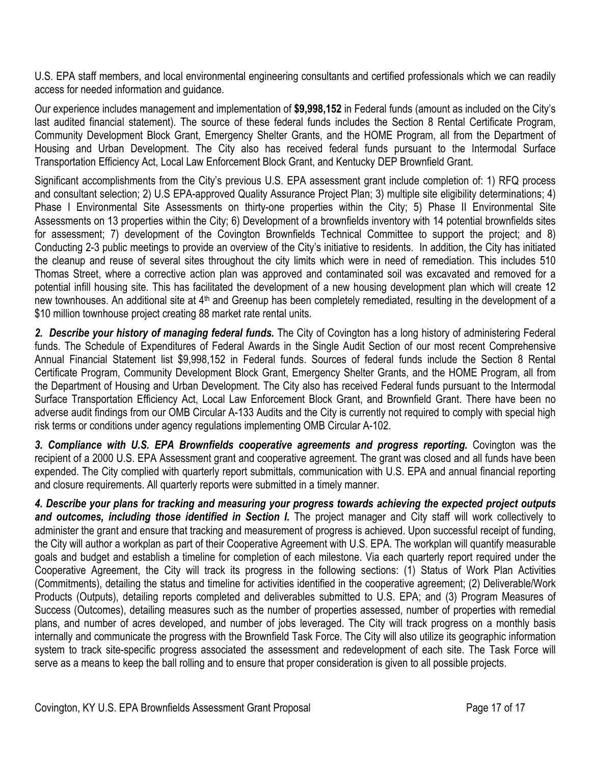U.S. EPA staff members, and local environmental engineering consultants and certified professionals which we can readily access for needed information and guidance.

Our experience includes management and implementation of **$9,998,152** in Federal funds (amount as included on the City's last audited financial statement). The source of these federal funds includes the Section 8 Rental Certificate Program, Community Development Block Grant, Emergency Shelter Grants, and the HOME Program, all from the Department of Housing and Urban Development. The City also has received federal funds pursuant to the Intermodal Surface Transportation Efficiency Act, Local Law Enforcement Block Grant, and Kentucky DEP Brownfield Grant.

Significant accomplishments from the City's previous U.S. EPA assessment grant include completion of: 1) RFQ process and consultant selection; 2) U.S EPA-approved Quality Assurance Project Plan; 3) multiple site eligibility determinations; 4) Phase I Environmental Site Assessments on thirty-one properties within the City; 5) Phase II Environmental Site Assessments on 13 properties within the City; 6) Development of a brownfields inventory with 14 potential brownfields sites for assessment; 7) development of the Covington Brownfields Technical Committee to support the project; and 8) Conducting 2-3 public meetings to provide an overview of the City's initiative to residents. In addition, the City has initiated the cleanup and reuse of several sites throughout the city limits which were in need of remediation. This includes 510 Thomas Street, where a corrective action plan was approved and contaminated soil was excavated and removed for a potential infill housing site. This has facilitated the development of a new housing development plan which will create 12 new townhouses. An additional site at 4th and Greenup has been completely remediated, resulting in the development of a $10 million townhouse project creating 88 market rate rental units.

***2. Describe your history of managing federal funds.*** The City of Covington has a long history of administering Federal funds. The Schedule of Expenditures of Federal Awards in the Single Audit Section of our most recent Comprehensive Annual Financial Statement list $9,998,152 in Federal funds. Sources of federal funds include the Section 8 Rental Certificate Program, Community Development Block Grant, Emergency Shelter Grants, and the HOME Program, all from the Department of Housing and Urban Development. The City also has received Federal funds pursuant to the Intermodal Surface Transportation Efficiency Act, Local Law Enforcement Block Grant, and Brownfield Grant. There have been no adverse audit findings from our OMB Circular A-133 Audits and the City is currently not required to comply with special high risk terms or conditions under agency regulations implementing OMB Circular A-102.

***3. Compliance with U.S. EPA Brownfields cooperative agreements and progress reporting.*** Covington was the recipient of a 2000 U.S. EPA Assessment grant and cooperative agreement. The grant was closed and all funds have been expended. The City complied with quarterly report submittals, communication with U.S. EPA and annual financial reporting and closure requirements. All quarterly reports were submitted in a timely manner.

***4. Describe your plans for tracking and measuring your progress towards achieving the expected project outputs and outcomes, including those identified in Section I.*** The project manager and City staff will work collectively to administer the grant and ensure that tracking and measurement of progress is achieved. Upon successful receipt of funding, the City will author a workplan as part of their Cooperative Agreement with U.S. EPA. The workplan will quantify measurable goals and budget and establish a timeline for completion of each milestone. Via each quarterly report required under the Cooperative Agreement, the City will track its progress in the following sections: (1) Status of Work Plan Activities (Commitments), detailing the status and timeline for activities identified in the cooperative agreement; (2) Deliverable/Work Products (Outputs), detailing reports completed and deliverables submitted to U.S. EPA; and (3) Program Measures of Success (Outcomes), detailing measures such as the number of properties assessed, number of properties with remedial plans, and number of acres developed, and number of jobs leveraged. The City will track progress on a monthly basis internally and communicate the progress with the Brownfield Task Force. The City will also utilize its geographic information system to track site-specific progress associated the assessment and redevelopment of each site. The Task Force will serve as a means to keep the ball rolling and to ensure that proper consideration is given to all possible projects.